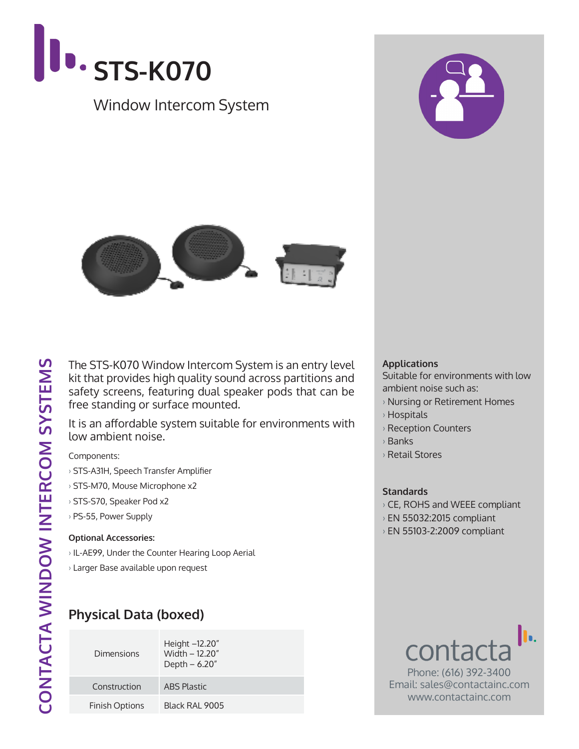# STS-K070

Window Intercom System

CONTACTA WINDOW INTERCOM SYSTEMS

The STS-K070 Window Intercom System is an entry level kit that provides high quality sound across partitions and safety screens, featuring dual speaker pods that can be free standing or surface mounted.

It is an affordable system suitable for environments with low ambient noise.

Components:

- STS-A31H, Speech Transfer Amplifier
- STS-M70, Mouse Microphone x2
- STS-S70, Speaker Pod x2
- PS-55, Power Supply

**Optional Accessories:**

- IL-AE99, Under the Counter Hearing Loop Aerial
- Larger Base available upon request

## Physical Data (boxed)

| | |
|---|---|
| Dimensions | Height –12.20″<br>Width – 12.20″<br>Depth – 6.20″ |
| Construction | ABS Plastic |
| Finish Options | Black RAL 9005 |

**Applications**

Suitable for environments with low ambient noise such as:

- Nursing or Retirement Homes
- Hospitals
- Reception Counters
- Banks
- Retail Stores

**Standards**

- CE, ROHS and WEEE compliant
- EN 55032:2015 compliant
- EN 55103-2:2009 compliant

contacta

Phone: (616) 392-3400
Email: sales@contactainc.com
www.contactainc.com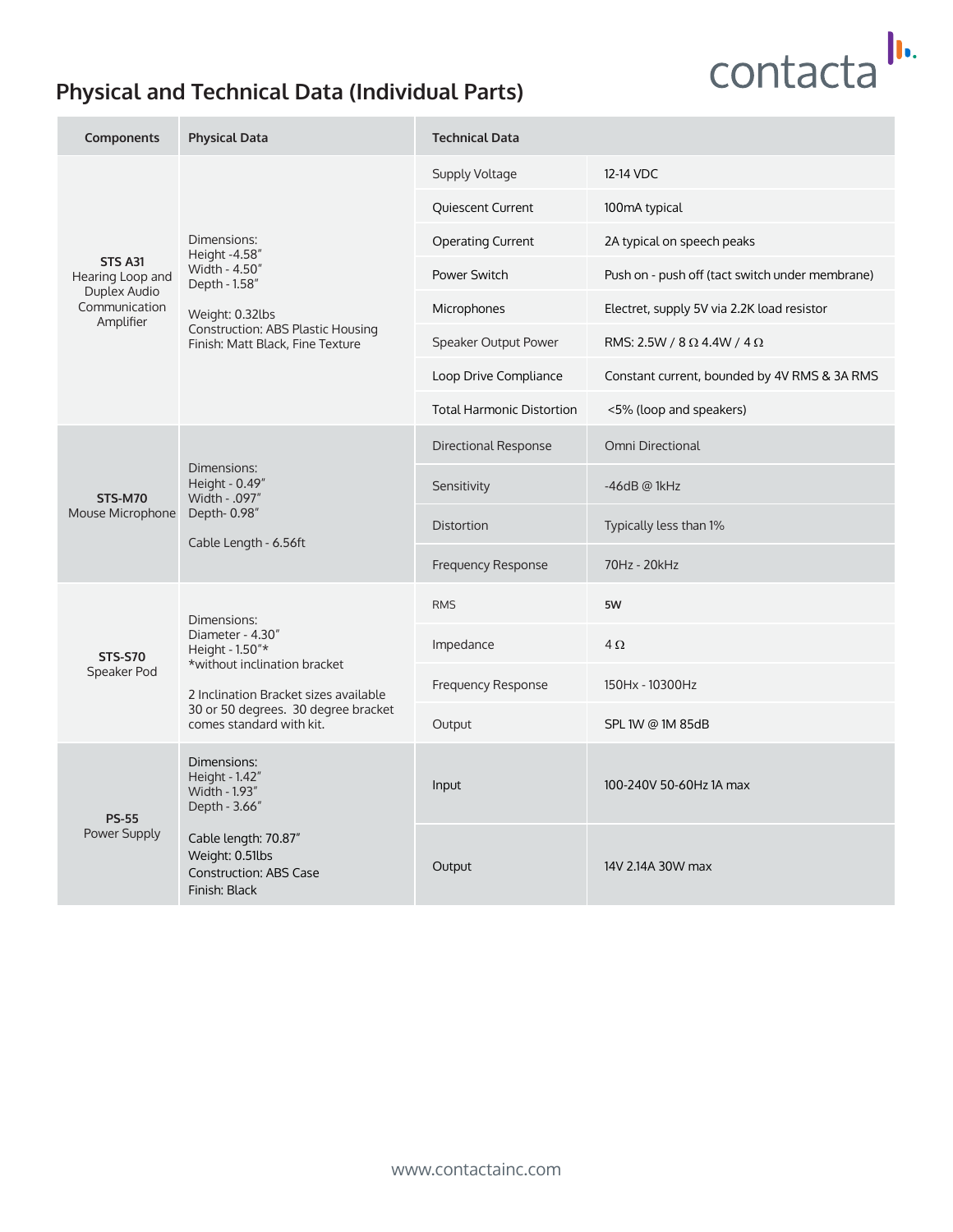## Physical and Technical Data (Individual Parts)

| Components | Physical Data | Technical Data | |
|---|---|---|---|
| **STS A31** Hearing Loop and Duplex Audio Communication Amplifier | Dimensions: Height -4.58" Width - 4.50" Depth - 1.58" Weight: 0.32lbs Construction: ABS Plastic Housing Finish: Matt Black, Fine Texture | Supply Voltage | 12-14 VDC |
| | | Quiescent Current | 100mA typical |
| | | Operating Current | 2A typical on speech peaks |
| | | Power Switch | Push on - push off (tact switch under membrane) |
| | | Microphones | Electret, supply 5V via 2.2K load resistor |
| | | Speaker Output Power | RMS: 2.5W / 8 Ω 4.4W / 4 Ω |
| | | Loop Drive Compliance | Constant current, bounded by 4V RMS & 3A RMS |
| | | Total Harmonic Distortion | <5% (loop and speakers) |
| **STS-M70** Mouse Microphone | Dimensions: Height - 0.49" Width - .097" Depth- 0.98" Cable Length - 6.56ft | Directional Response | Omni Directional |
| | | Sensitivity | -46dB @ 1kHz |
| | | Distortion | Typically less than 1% |
| | | Frequency Response | 70Hz - 20kHz |
| **STS-S70** Speaker Pod | Dimensions: Diameter - 4.30" Height - 1.50"* *without inclination bracket 2 Inclination Bracket sizes available 30 or 50 degrees. 30 degree bracket comes standard with kit. | RMS | 5W |
| | | Impedance | 4 Ω |
| | | Frequency Response | 150Hx - 10300Hz |
| | | Output | SPL 1W @ 1M 85dB |
| **PS-55** Power Supply | Dimensions: Height - 1.42" Width - 1.93" Depth - 3.66" Cable length: 70.87" Weight: 0.51lbs Construction: ABS Case Finish: Black | Input | 100-240V 50-60Hz 1A max |
| | | Output | 14V 2.14A 30W max |